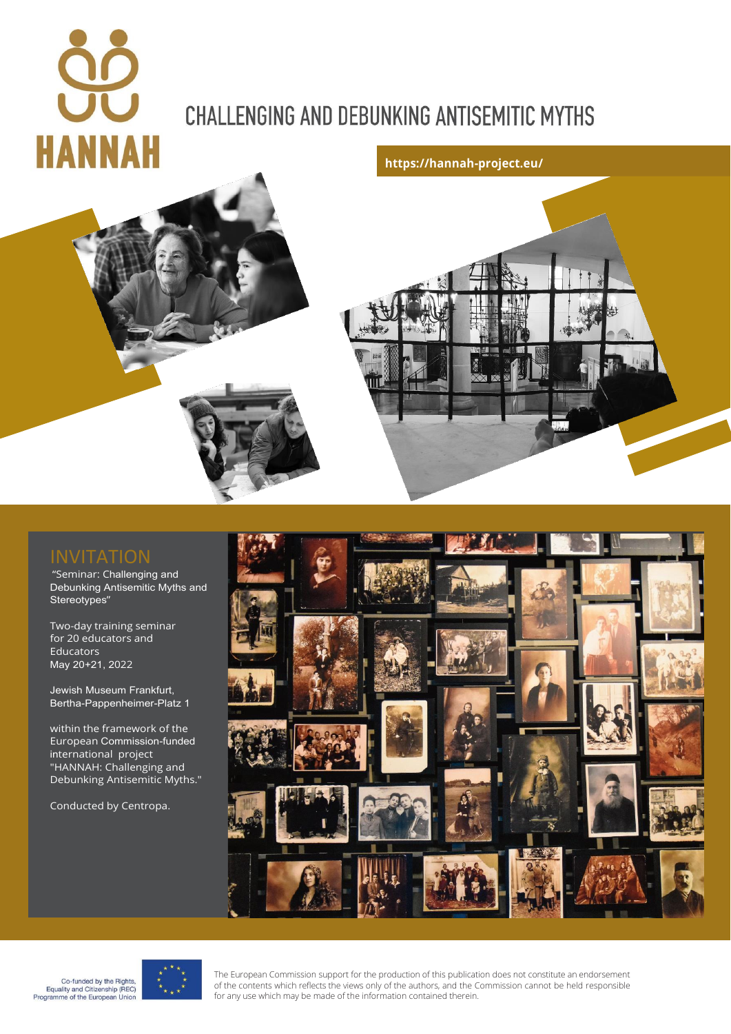# HANNAH

## CHALLENGING AND DEBUNKING ANTISEMITIC MYTHS

https://hannah-project.eu/

## INVITATION

"Seminar: Challenging and Debunking Antisemitic Myths and Stereotypes"

Two-day training seminar for 20 educators and Educators
May 20+21, 2022

Jewish Museum Frankfurt,
Bertha-Pappenheimer-Platz 1

within the framework of the European Commission-funded international project "HANNAH: Challenging and Debunking Antisemitic Myths."

Conducted by Centropa.

Co-funded by the Rights, Equality and Citizenship (REC) Programme of the European Union

The European Commission support for the production of this publication does not constitute an endorsement of the contents which reflects the views only of the authors, and the Commission cannot be held responsible for any use which may be made of the information contained therein.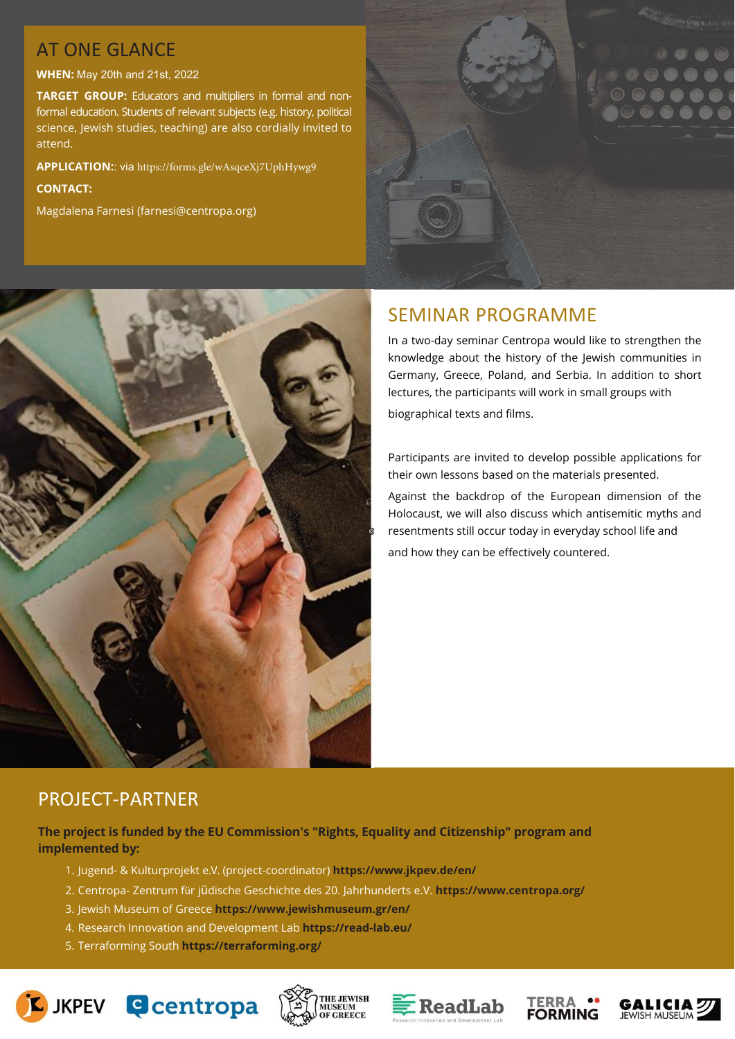## AT ONE GLANCE

**WHEN:** May 20th and 21st, 2022

**TARGET GROUP:** Educators and multipliers in formal and non-formal education. Students of relevant subjects (e.g. history, political science, Jewish studies, teaching) are also cordially invited to attend.

**APPLICATION:**: via https://forms.gle/wAsqceXj7UphHywg9

**CONTACT:**

Magdalena Farnesi (farnesi@centropa.org)

## SEMINAR PROGRAMME

In a two-day seminar Centropa would like to strengthen the knowledge about the history of the Jewish communities in Germany, Greece, Poland, and Serbia. In addition to short lectures, the participants will work in small groups with biographical texts and films.

Participants are invited to develop possible applications for their own lessons based on the materials presented.

Against the backdrop of the European dimension of the Holocaust, we will also discuss which antisemitic myths and resentments still occur today in everyday school life and and how they can be effectively countered.

## PROJECT-PARTNER

**The project is funded by the EU Commission's "Rights, Equality and Citizenship" program and implemented by:**

1. Jugend- & Kulturprojekt e.V. (project-coordinator) **https://www.jkpev.de/en/**
2. Centropa- Zentrum für jüdische Geschichte des 20. Jahrhunderts e.V. **https://www.centropa.org/**
3. Jewish Museum of Greece **https://www.jewishmuseum.gr/en/**
4. Research Innovation and Development Lab **https://read-lab.eu/**
5. Terraforming South **https://terraforming.org/**

JKPEV | centropa | THE JEWISH MUSEUM OF GREECE | ReadLab Research Innovation and Development Lab | TERRA FORMING | GALICIA JEWISH MUSEUM